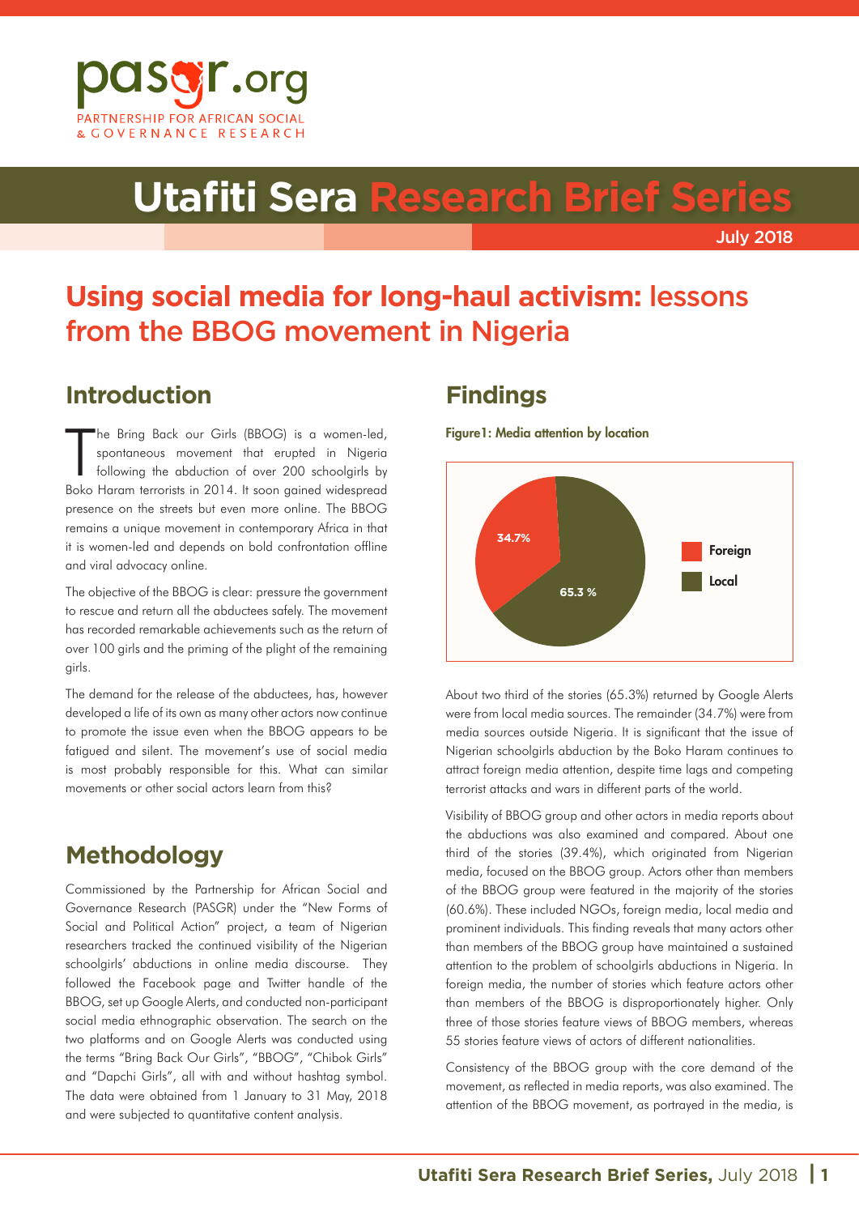pasgr.org

PARTNERSHIP FOR AFRICAN SOCIAL & GOVERNANCE RESEARCH

# Utafiti Sera Research Brief Series

July 2018

# Using social media for long-haul activism: lessons from the BBOG movement in Nigeria

## Introduction

The Bring Back our Girls (BBOG) is a women-led, spontaneous movement that erupted in Nigeria following the abduction of over 200 schoolgirls by Boko Haram terrorists in 2014. It soon gained widespread presence on the streets but even more online. The BBOG remains a unique movement in contemporary Africa in that it is women-led and depends on bold confrontation offline and viral advocacy online.

The objective of the BBOG is clear: pressure the government to rescue and return all the abductees safely. The movement has recorded remarkable achievements such as the return of over 100 girls and the priming of the plight of the remaining girls.

The demand for the release of the abductees, has, however developed a life of its own as many other actors now continue to promote the issue even when the BBOG appears to be fatigued and silent. The movement's use of social media is most probably responsible for this. What can similar movements or other social actors learn from this?

## Methodology

Commissioned by the Partnership for African Social and Governance Research (PASGR) under the "New Forms of Social and Political Action" project, a team of Nigerian researchers tracked the continued visibility of the Nigerian schoolgirls' abductions in online media discourse. They followed the Facebook page and Twitter handle of the BBOG, set up Google Alerts, and conducted non-participant social media ethnographic observation. The search on the two platforms and on Google Alerts was conducted using the terms "Bring Back Our Girls", "BBOG", "Chibok Girls" and "Dapchi Girls", all with and without hashtag symbol. The data were obtained from 1 January to 31 May, 2018 and were subjected to quantitative content analysis.

## Findings

**Figure1: Media attention by location**

| Location | Share |
|---|---|
| Foreign | 34.7% |
| Local | 65.3 % |

About two third of the stories (65.3%) returned by Google Alerts were from local media sources. The remainder (34.7%) were from media sources outside Nigeria. It is significant that the issue of Nigerian schoolgirls abduction by the Boko Haram continues to attract foreign media attention, despite time lags and competing terrorist attacks and wars in different parts of the world.

Visibility of BBOG group and other actors in media reports about the abductions was also examined and compared. About one third of the stories (39.4%), which originated from Nigerian media, focused on the BBOG group. Actors other than members of the BBOG group were featured in the majority of the stories (60.6%). These included NGOs, foreign media, local media and prominent individuals. This finding reveals that many actors other than members of the BBOG group have maintained a sustained attention to the problem of schoolgirls abductions in Nigeria. In foreign media, the number of stories which feature actors other than members of the BBOG is disproportionately higher. Only three of those stories feature views of BBOG members, whereas 55 stories feature views of actors of different nationalities.

Consistency of the BBOG group with the core demand of the movement, as reflected in media reports, was also examined. The attention of the BBOG movement, as portrayed in the media, is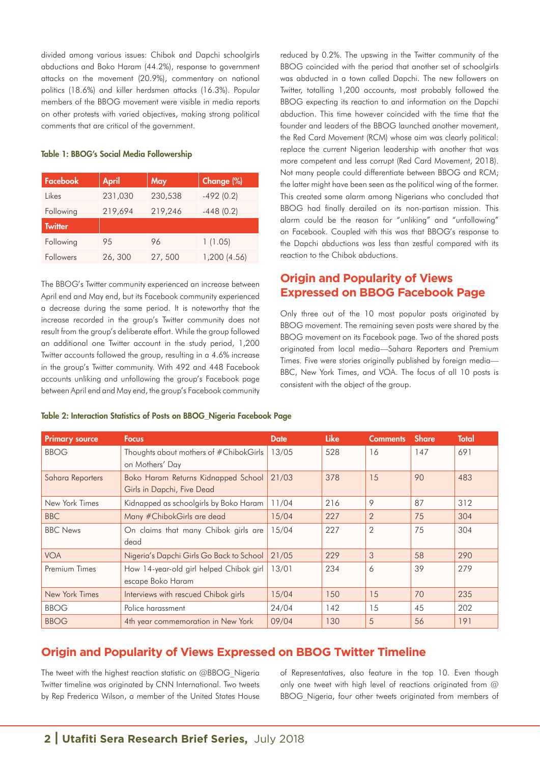divided among various issues: Chibok and Dapchi schoolgirls abductions and Boko Haram (44.2%), response to government attacks on the movement (20.9%), commentary on national politics (18.6%) and killer herdsmen attacks (16.3%). Popular members of the BBOG movement were visible in media reports on other protests with varied objectives, making strong political comments that are critical of the government.

**Table 1: BBOG's Social Media Followership**

| Facebook | April | May | Change (%) |
|---|---|---|---|
| Likes | 231,030 | 230,538 | -492 (0.2) |
| Following | 219,694 | 219,246 | -448 (0.2) |
| **Twitter** | | | |
| Following | 95 | 96 | 1 (1.05) |
| Followers | 26, 300 | 27, 500 | 1,200 (4.56) |

The BBOG's Twitter community experienced an increase between April end and May end, but its Facebook community experienced a decrease during the same period. It is noteworthy that the increase recorded in the group's Twitter community does not result from the group's deliberate effort. While the group followed an additional one Twitter account in the study period, 1,200 Twitter accounts followed the group, resulting in a 4.6% increase in the group's Twitter community. With 492 and 448 Facebook accounts unliking and unfollowing the group's Facebook page between April end and May end, the group's Facebook community reduced by 0.2%. The upswing in the Twitter community of the BBOG coincided with the period that another set of schoolgirls was abducted in a town called Dapchi. The new followers on Twitter, totalling 1,200 accounts, most probably followed the BBOG expecting its reaction to and information on the Dapchi abduction. This time however coincided with the time that the founder and leaders of the BBOG launched another movement, the Red Card Movement (RCM) whose aim was clearly political: replace the current Nigerian leadership with another that was more competent and less corrupt (Red Card Movement, 2018). Not many people could differentiate between BBOG and RCM; the latter might have been seen as the political wing of the former. This created some alarm among Nigerians who concluded that BBOG had finally derailed on its non-partisan mission. This alarm could be the reason for "unliking" and "unfollowing" on Facebook. Coupled with this was that BBOG's response to the Dapchi abductions was less than zestful compared with its reaction to the Chibok abductions.

## Origin and Popularity of Views Expressed on BBOG Facebook Page

Only three out of the 10 most popular posts originated by BBOG movement. The remaining seven posts were shared by the BBOG movement on its Facebook page. Two of the shared posts originated from local media—Sahara Reporters and Premium Times. Five were stories originally published by foreign media—BBC, New York Times, and VOA. The focus of all 10 posts is consistent with the object of the group.

**Table 2: Interaction Statistics of Posts on BBOG_Nigeria Facebook Page**

| Primary source | Focus | Date | Like | Comments | Share | Total |
|---|---|---|---|---|---|---|
| BBOG | Thoughts about mothers of #ChibokGirls on Mothers' Day | 13/05 | 528 | 16 | 147 | 691 |
| Sahara Reporters | Boko Haram Returns Kidnapped School Girls in Dapchi, Five Dead | 21/03 | 378 | 15 | 90 | 483 |
| New York Times | Kidnapped as schoolgirls by Boko Haram | 11/04 | 216 | 9 | 87 | 312 |
| BBC | Many #ChibokGirls are dead | 15/04 | 227 | 2 | 75 | 304 |
| BBC News | On claims that many Chibok girls are dead | 15/04 | 227 | 2 | 75 | 304 |
| VOA | Nigeria's Dapchi Girls Go Back to School | 21/05 | 229 | 3 | 58 | 290 |
| Premium Times | How 14-year-old girl helped Chibok girl escape Boko Haram | 13/01 | 234 | 6 | 39 | 279 |
| New York Times | Interviews with rescued Chibok girls | 15/04 | 150 | 15 | 70 | 235 |
| BBOG | Police harassment | 24/04 | 142 | 15 | 45 | 202 |
| BBOG | 4th year commemoration in New York | 09/04 | 130 | 5 | 56 | 191 |

## Origin and Popularity of Views Expressed on BBOG Twitter Timeline

The tweet with the highest reaction statistic on @BBOG_Nigeria Twitter timeline was originated by CNN International. Two tweets by Rep Frederica Wilson, a member of the United States House of Representatives, also feature in the top 10. Even though only one tweet with high level of reactions originated from @BBOG_Nigeria, four other tweets originated from members of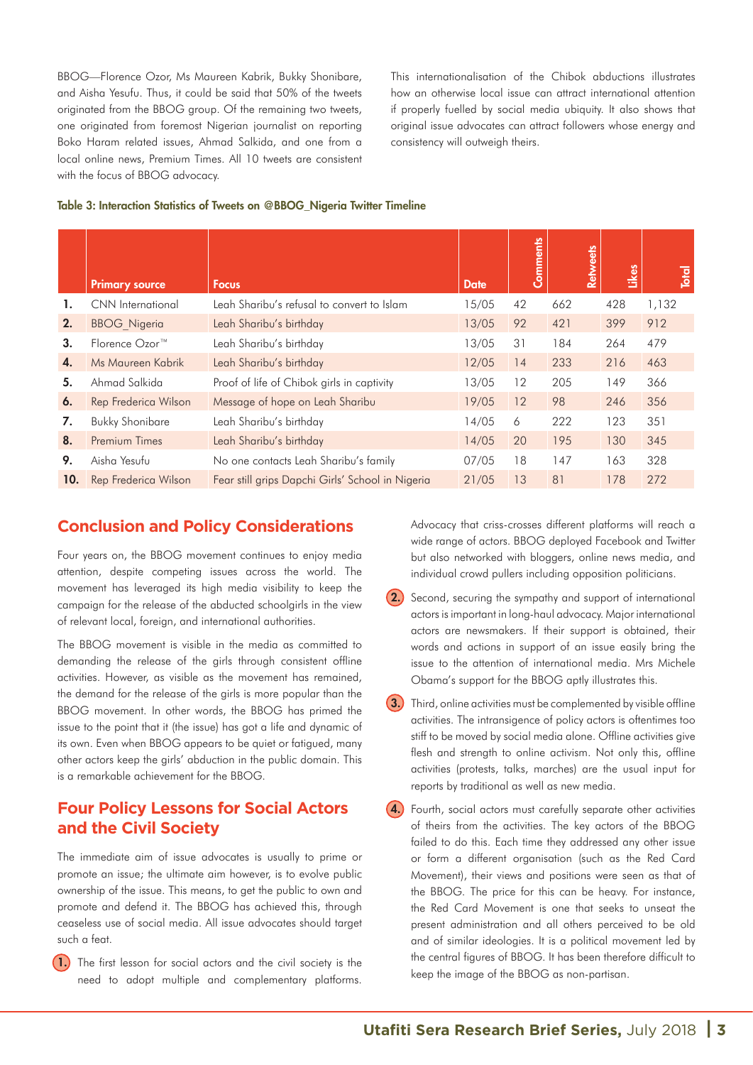BBOG—Florence Ozor, Ms Maureen Kabrik, Bukky Shonibare, and Aisha Yesufu. Thus, it could be said that 50% of the tweets originated from the BBOG group. Of the remaining two tweets, one originated from foremost Nigerian journalist on reporting Boko Haram related issues, Ahmad Salkida, and one from a local online news, Premium Times. All 10 tweets are consistent with the focus of BBOG advocacy.

This internationalisation of the Chibok abductions illustrates how an otherwise local issue can attract international attention if properly fuelled by social media ubiquity. It also shows that original issue advocates can attract followers whose energy and consistency will outweigh theirs.

**Table 3: Interaction Statistics of Tweets on @BBOG_Nigeria Twitter Timeline**

| | Primary source | Focus | Date | Comments | Retweets | Likes | Total |
|---|---|---|---|---|---|---|---|
| 1. | CNN International | Leah Sharibu's refusal to convert to Islam | 15/05 | 42 | 662 | 428 | 1,132 |
| 2. | BBOG_Nigeria | Leah Sharibu's birthday | 13/05 | 92 | 421 | 399 | 912 |
| 3. | Florence Ozor™ | Leah Sharibu's birthday | 13/05 | 31 | 184 | 264 | 479 |
| 4. | Ms Maureen Kabrik | Leah Sharibu's birthday | 12/05 | 14 | 233 | 216 | 463 |
| 5. | Ahmad Salkida | Proof of life of Chibok girls in captivity | 13/05 | 12 | 205 | 149 | 366 |
| 6. | Rep Frederica Wilson | Message of hope on Leah Sharibu | 19/05 | 12 | 98 | 246 | 356 |
| 7. | Bukky Shonibare | Leah Sharibu's birthday | 14/05 | 6 | 222 | 123 | 351 |
| 8. | Premium Times | Leah Sharibu's birthday | 14/05 | 20 | 195 | 130 | 345 |
| 9. | Aisha Yesufu | No one contacts Leah Sharibu's family | 07/05 | 18 | 147 | 163 | 328 |
| 10. | Rep Frederica Wilson | Fear still grips Dapchi Girls' School in Nigeria | 21/05 | 13 | 81 | 178 | 272 |

## Conclusion and Policy Considerations

Four years on, the BBOG movement continues to enjoy media attention, despite competing issues across the world. The movement has leveraged its high media visibility to keep the campaign for the release of the abducted schoolgirls in the view of relevant local, foreign, and international authorities.

The BBOG movement is visible in the media as committed to demanding the release of the girls through consistent offline activities. However, as visible as the movement has remained, the demand for the release of the girls is more popular than the BBOG movement. In other words, the BBOG has primed the issue to the point that it (the issue) has got a life and dynamic of its own. Even when BBOG appears to be quiet or fatigued, many other actors keep the girls' abduction in the public domain. This is a remarkable achievement for the BBOG.

## Four Policy Lessons for Social Actors and the Civil Society

The immediate aim of issue advocates is usually to prime or promote an issue; the ultimate aim however, is to evolve public ownership of the issue. This means, to get the public to own and promote and defend it. The BBOG has achieved this, through ceaseless use of social media. All issue advocates should target such a feat.

1. The first lesson for social actors and the civil society is the need to adopt multiple and complementary platforms. Advocacy that criss-crosses different platforms will reach a wide range of actors. BBOG deployed Facebook and Twitter but also networked with bloggers, online news media, and individual crowd pullers including opposition politicians.

2. Second, securing the sympathy and support of international actors is important in long-haul advocacy. Major international actors are newsmakers. If their support is obtained, their words and actions in support of an issue easily bring the issue to the attention of international media. Mrs Michele Obama's support for the BBOG aptly illustrates this.

3. Third, online activities must be complemented by visible offline activities. The intransigence of policy actors is oftentimes too stiff to be moved by social media alone. Offline activities give flesh and strength to online activism. Not only this, offline activities (protests, talks, marches) are the usual input for reports by traditional as well as new media.

4. Fourth, social actors must carefully separate other activities of theirs from the activities. The key actors of the BBOG failed to do this. Each time they addressed any other issue or form a different organisation (such as the Red Card Movement), their views and positions were seen as that of the BBOG. The price for this can be heavy. For instance, the Red Card Movement is one that seeks to unseat the present administration and all others perceived to be old and of similar ideologies. It is a political movement led by the central figures of BBOG. It has been therefore difficult to keep the image of the BBOG as non-partisan.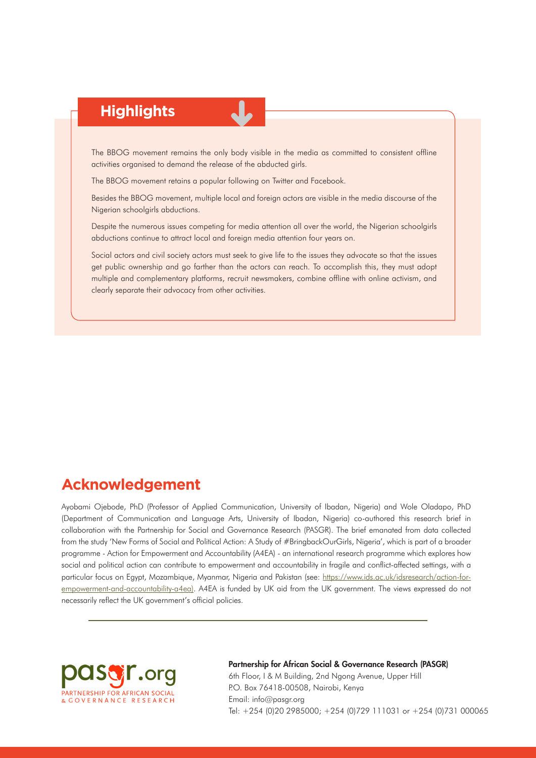## Highlights

The BBOG movement remains the only body visible in the media as committed to consistent offline activities organised to demand the release of the abducted girls.

The BBOG movement retains a popular following on Twitter and Facebook.

Besides the BBOG movement, multiple local and foreign actors are visible in the media discourse of the Nigerian schoolgirls abductions.

Despite the numerous issues competing for media attention all over the world, the Nigerian schoolgirls abductions continue to attract local and foreign media attention four years on.

Social actors and civil society actors must seek to give life to the issues they advocate so that the issues get public ownership and go farther than the actors can reach. To accomplish this, they must adopt multiple and complementary platforms, recruit newsmakers, combine offline with online activism, and clearly separate their advocacy from other activities.

## Acknowledgement

Ayobami Ojebode, PhD (Professor of Applied Communication, University of Ibadan, Nigeria) and Wole Oladapo, PhD (Department of Communication and Language Arts, University of Ibadan, Nigeria) co-authored this research brief in collaboration with the Partnership for Social and Governance Research (PASGR). The brief emanated from data collected from the study 'New Forms of Social and Political Action: A Study of #BringbackOurGirls, Nigeria', which is part of a broader programme - Action for Empowerment and Accountability (A4EA) - an international research programme which explores how social and political action can contribute to empowerment and accountability in fragile and conflict-affected settings, with a particular focus on Egypt, Mozambique, Myanmar, Nigeria and Pakistan (see: https://www.ids.ac.uk/idsresearch/action-for-empowerment-and-accountability-a4ea). A4EA is funded by UK aid from the UK government. The views expressed do not necessarily reflect the UK government's official policies.

pasgr.org
PARTNERSHIP FOR AFRICAN SOCIAL & GOVERNANCE RESEARCH

**Partnership for African Social & Governance Research (PASGR)**
6th Floor, I & M Building, 2nd Ngong Avenue, Upper Hill
P.O. Box 76418-00508, Nairobi, Kenya
Email: info@pasgr.org
Tel: +254 (0)20 2985000; +254 (0)729 111031 or +254 (0)731 000065